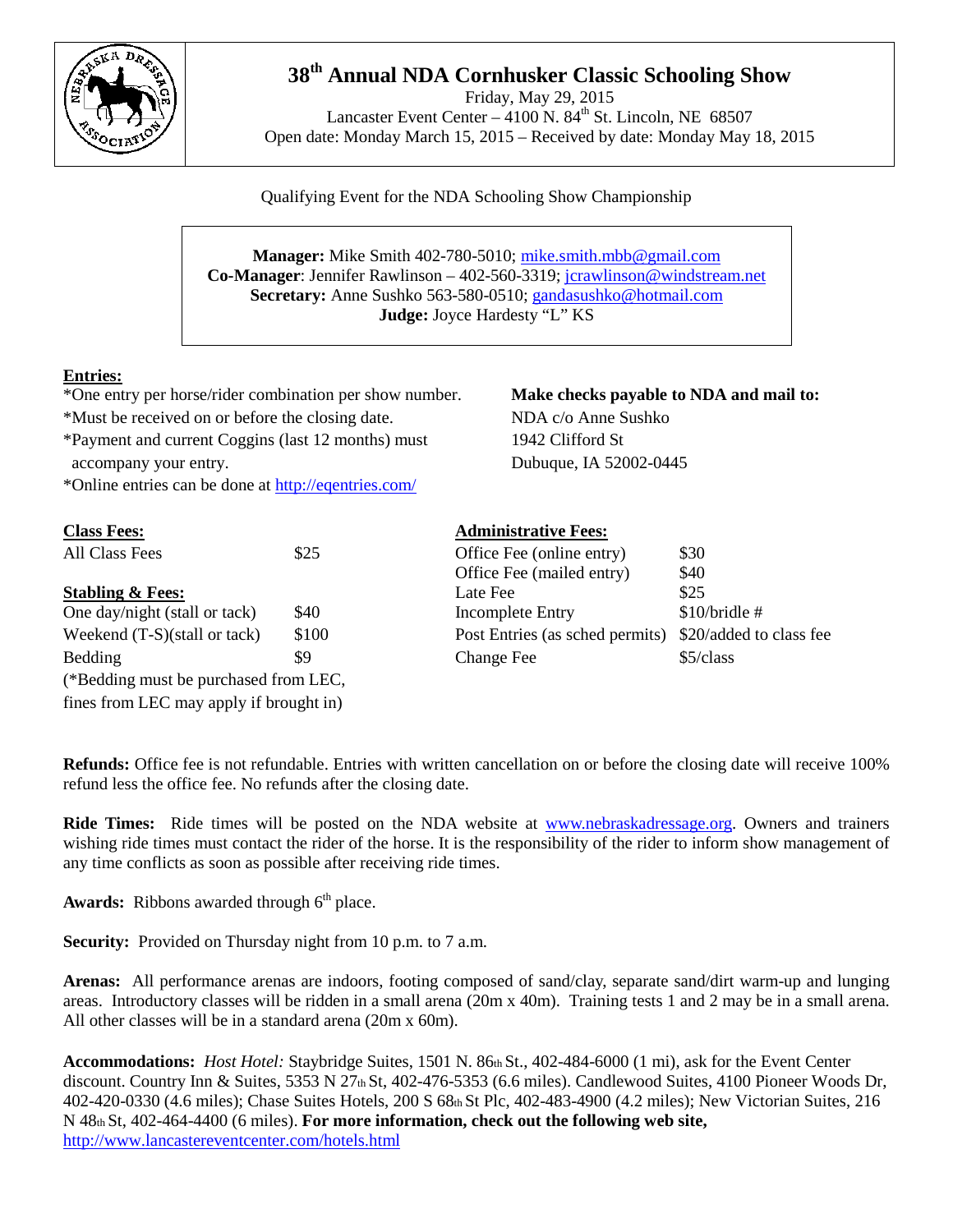# 38th Annual NDA Cornhusker Classic Schooling Show

Friday, May 29, 2015
Lancaster Event Center – 4100 N. 84th St. Lincoln, NE 68507
Open date: Monday March 15, 2015 – Received by date: Monday May 18, 2015

Qualifying Event for the NDA Schooling Show Championship

**Manager:** Mike Smith 402-780-5010; mike.smith.mbb@gmail.com
**Co-Manager**: Jennifer Rawlinson – 402-560-3319; jcrawlinson@windstream.net
**Secretary:** Anne Sushko 563-580-0510; gandasushko@hotmail.com
**Judge:** Joyce Hardesty "L" KS

## Entries:

*One entry per horse/rider combination per show number.
*Must be received on or before the closing date.
*Payment and current Coggins (last 12 months) must accompany your entry.
*Online entries can be done at http://eqentries.com/

**Make checks payable to NDA and mail to:**
NDA c/o Anne Sushko
1942 Clifford St
Dubuque, IA 52002-0445

## Class Fees:

| | |
|---|---|
| All Class Fees | $25 |

## Stabling & Fees:

| | |
|---|---|
| One day/night (stall or tack) | $40 |
| Weekend (T-S)(stall or tack) | $100 |
| Bedding | $9 |

(*Bedding must be purchased from LEC, fines from LEC may apply if brought in)

## Administrative Fees:

| | |
|---|---|
| Office Fee (online entry) | $30 |
| Office Fee (mailed entry) | $40 |
| Late Fee | $25 |
| Incomplete Entry | $10/bridle # |
| Post Entries (as sched permits) | $20/added to class fee |
| Change Fee | $5/class |

**Refunds:** Office fee is not refundable. Entries with written cancellation on or before the closing date will receive 100% refund less the office fee. No refunds after the closing date.

**Ride Times:** Ride times will be posted on the NDA website at www.nebraskadressage.org. Owners and trainers wishing ride times must contact the rider of the horse. It is the responsibility of the rider to inform show management of any time conflicts as soon as possible after receiving ride times.

**Awards:** Ribbons awarded through 6th place.

**Security:** Provided on Thursday night from 10 p.m. to 7 a.m.

**Arenas:** All performance arenas are indoors, footing composed of sand/clay, separate sand/dirt warm-up and lunging areas. Introductory classes will be ridden in a small arena (20m x 40m). Training tests 1 and 2 may be in a small arena. All other classes will be in a standard arena (20m x 60m).

**Accommodations:** *Host Hotel:* Staybridge Suites, 1501 N. 86th St., 402-484-6000 (1 mi), ask for the Event Center discount. Country Inn & Suites, 5353 N 27th St, 402-476-5353 (6.6 miles). Candlewood Suites, 4100 Pioneer Woods Dr, 402-420-0330 (4.6 miles); Chase Suites Hotels, 200 S 68th St Plc, 402-483-4900 (4.2 miles); New Victorian Suites, 216 N 48th St, 402-464-4400 (6 miles). **For more information, check out the following web site,** http://www.lancastereventcenter.com/hotels.html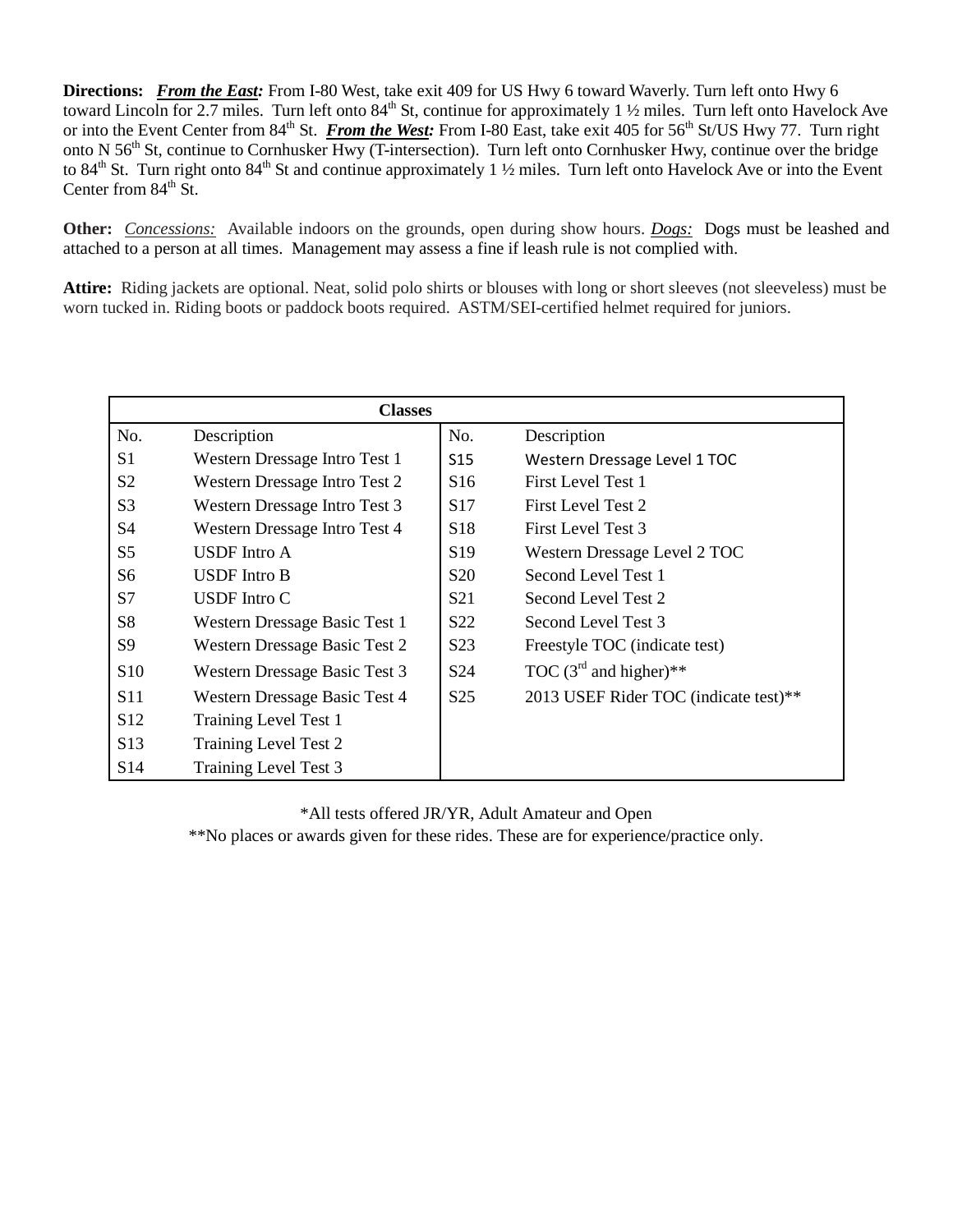**Directions:** ***From the East:*** From I-80 West, take exit 409 for US Hwy 6 toward Waverly. Turn left onto Hwy 6 toward Lincoln for 2.7 miles. Turn left onto 84th St, continue for approximately 1 ½ miles. Turn left onto Havelock Ave or into the Event Center from 84th St. ***From the West:*** From I-80 East, take exit 405 for 56th St/US Hwy 77. Turn right onto N 56th St, continue to Cornhusker Hwy (T-intersection). Turn left onto Cornhusker Hwy, continue over the bridge to 84th St. Turn right onto 84th St and continue approximately 1 ½ miles. Turn left onto Havelock Ave or into the Event Center from 84th St.

**Other:** *Concessions:* Available indoors on the grounds, open during show hours. ***Dogs:*** Dogs must be leashed and attached to a person at all times. Management may assess a fine if leash rule is not complied with.

**Attire:** Riding jackets are optional. Neat, solid polo shirts or blouses with long or short sleeves (not sleeveless) must be worn tucked in. Riding boots or paddock boots required. ASTM/SEI-certified helmet required for juniors.

| **Classes** | | | |
|---|---|---|---|
| No. | Description | No. | Description |
| S1 | Western Dressage Intro Test 1 | S15 | Western Dressage Level 1 TOC |
| S2 | Western Dressage Intro Test 2 | S16 | First Level Test 1 |
| S3 | Western Dressage Intro Test 3 | S17 | First Level Test 2 |
| S4 | Western Dressage Intro Test 4 | S18 | First Level Test 3 |
| S5 | USDF Intro A | S19 | Western Dressage Level 2 TOC |
| S6 | USDF Intro B | S20 | Second Level Test 1 |
| S7 | USDF Intro C | S21 | Second Level Test 2 |
| S8 | Western Dressage Basic Test 1 | S22 | Second Level Test 3 |
| S9 | Western Dressage Basic Test 2 | S23 | Freestyle TOC (indicate test) |
| S10 | Western Dressage Basic Test 3 | S24 | TOC (3rd and higher)** |
| S11 | Western Dressage Basic Test 4 | S25 | 2013 USEF Rider TOC (indicate test)** |
| S12 | Training Level Test 1 | | |
| S13 | Training Level Test 2 | | |
| S14 | Training Level Test 3 | | |

*All tests offered JR/YR, Adult Amateur and Open

**No places or awards given for these rides. These are for experience/practice only.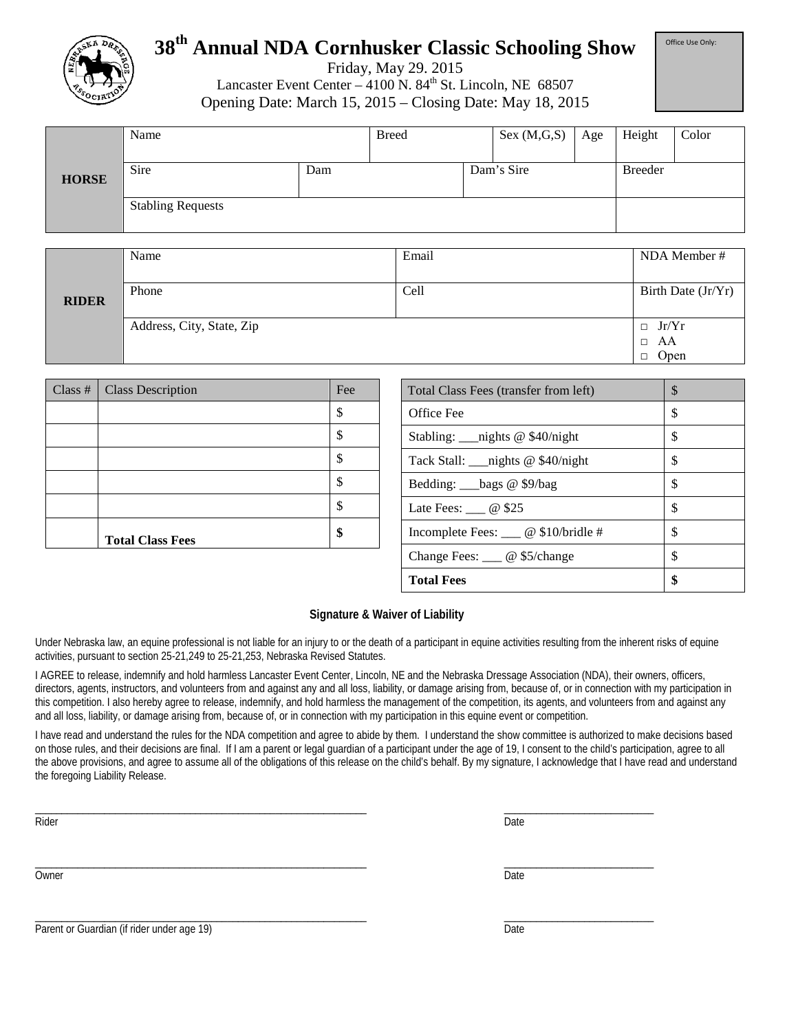# 38th Annual NDA Cornhusker Classic Schooling Show

Friday, May 29. 2015

Lancaster Event Center – 4100 N. 84th St. Lincoln, NE 68507

Opening Date: March 15, 2015 – Closing Date: May 18, 2015

Office Use Only:

| | | | | | | | |
|---|---|---|---|---|---|---|---|
| **HORSE** | Name | | Breed | Sex (M,G,S) | Age | Height | Color |
| | Sire | Dam | Dam's Sire | | | Breeder | |
| | Stabling Requests | | | | | | |

| | | | |
|---|---|---|---|
| **RIDER** | Name | Email | NDA Member # |
| | Phone | Cell | Birth Date (Jr/Yr) |
| | Address, City, State, Zip | | □ Jr/Yr<br>□ AA<br>□ Open |

| Class # | Class Description | Fee |
|---|---|---|
| | | $ |
| | | $ |
| | | $ |
| | | $ |
| | | $ |
| | **Total Class Fees** | **$** |

| Total Class Fees (transfer from left) | $ |
|---|---|
| Office Fee | $ |
| Stabling: ___nights @ $40/night | $ |
| Tack Stall: ___nights @ $40/night | $ |
| Bedding: ___bags @ $9/bag | $ |
| Late Fees: ___ @ $25 | $ |
| Incomplete Fees: ___ @ $10/bridle # | $ |
| Change Fees: ___ @ $5/change | $ |
| **Total Fees** | **$** |

**Signature & Waiver of Liability**

Under Nebraska law, an equine professional is not liable for an injury to or the death of a participant in equine activities resulting from the inherent risks of equine activities, pursuant to section 25-21,249 to 25-21,253, Nebraska Revised Statutes.

I AGREE to release, indemnify and hold harmless Lancaster Event Center, Lincoln, NE and the Nebraska Dressage Association (NDA), their owners, officers, directors, agents, instructors, and volunteers from and against any and all loss, liability, or damage arising from, because of, or in connection with my participation in this competition. I also hereby agree to release, indemnify, and hold harmless the management of the competition, its agents, and volunteers from and against any and all loss, liability, or damage arising from, because of, or in connection with my participation in this equine event or competition.

I have read and understand the rules for the NDA competition and agree to abide by them. I understand the show committee is authorized to make decisions based on those rules, and their decisions are final. If I am a parent or legal guardian of a participant under the age of 19, I consent to the child's participation, agree to all the above provisions, and agree to assume all of the obligations of this release on the child's behalf. By my signature, I acknowledge that I have read and understand the foregoing Liability Release.

_______________________________________________ _______________________
Rider Date

_______________________________________________ _______________________
Owner Date

_______________________________________________ _______________________
Parent or Guardian (if rider under age 19) Date